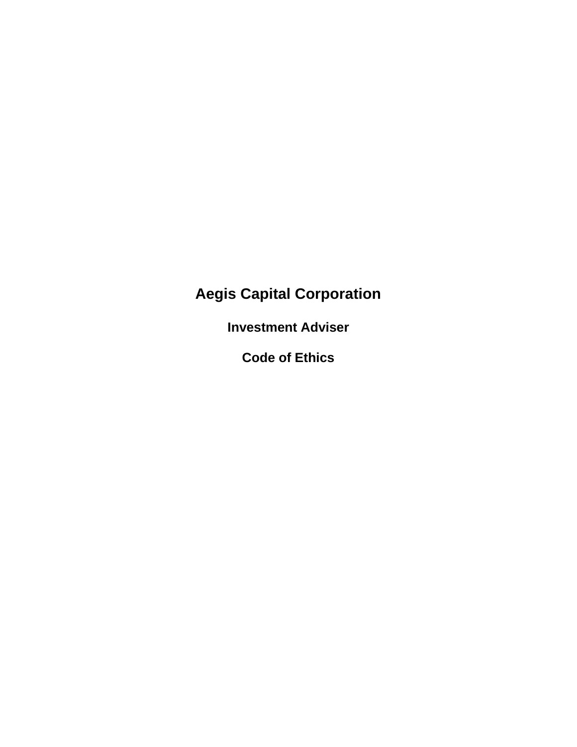# Aegis Capital Corporation

## Investment Adviser

## Code of Ethics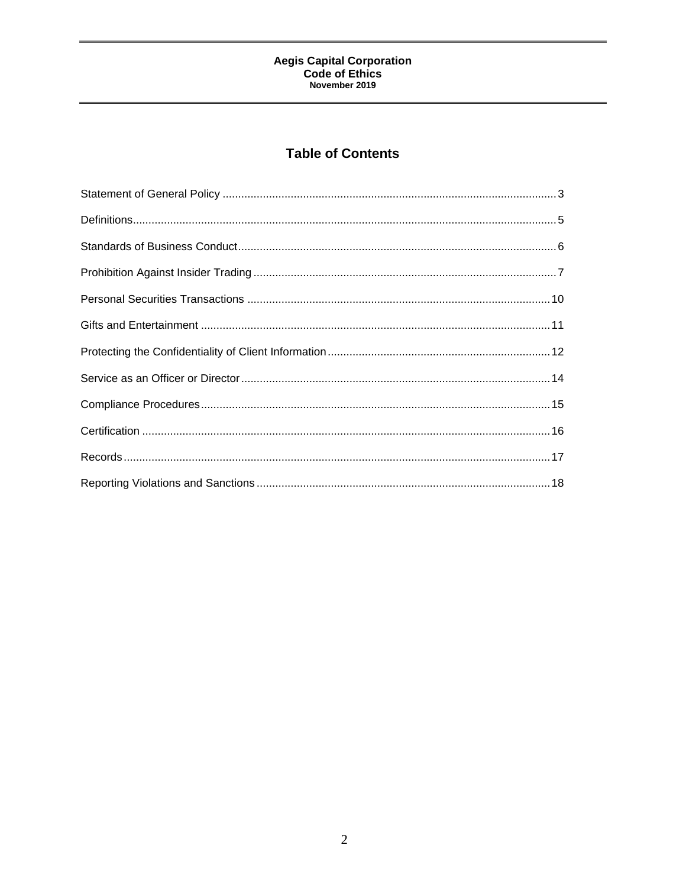# Table of Contents

Statement of General Policy ........................................................................................................ 3

Definitions ........................................................................................................................................ 5

Standards of Business Conduct ...................................................................................................... 6

Prohibition Against Insider Trading ................................................................................................ 7

Personal Securities Transactions .................................................................................................. 10

Gifts and Entertainment ................................................................................................................ 11

Protecting the Confidentiality of Client Information ....................................................................... 12

Service as an Officer or Director ................................................................................................... 14

Compliance Procedures ................................................................................................................ 15

Certification ................................................................................................................................... 16

Records ......................................................................................................................................... 17

Reporting Violations and Sanctions .............................................................................................. 18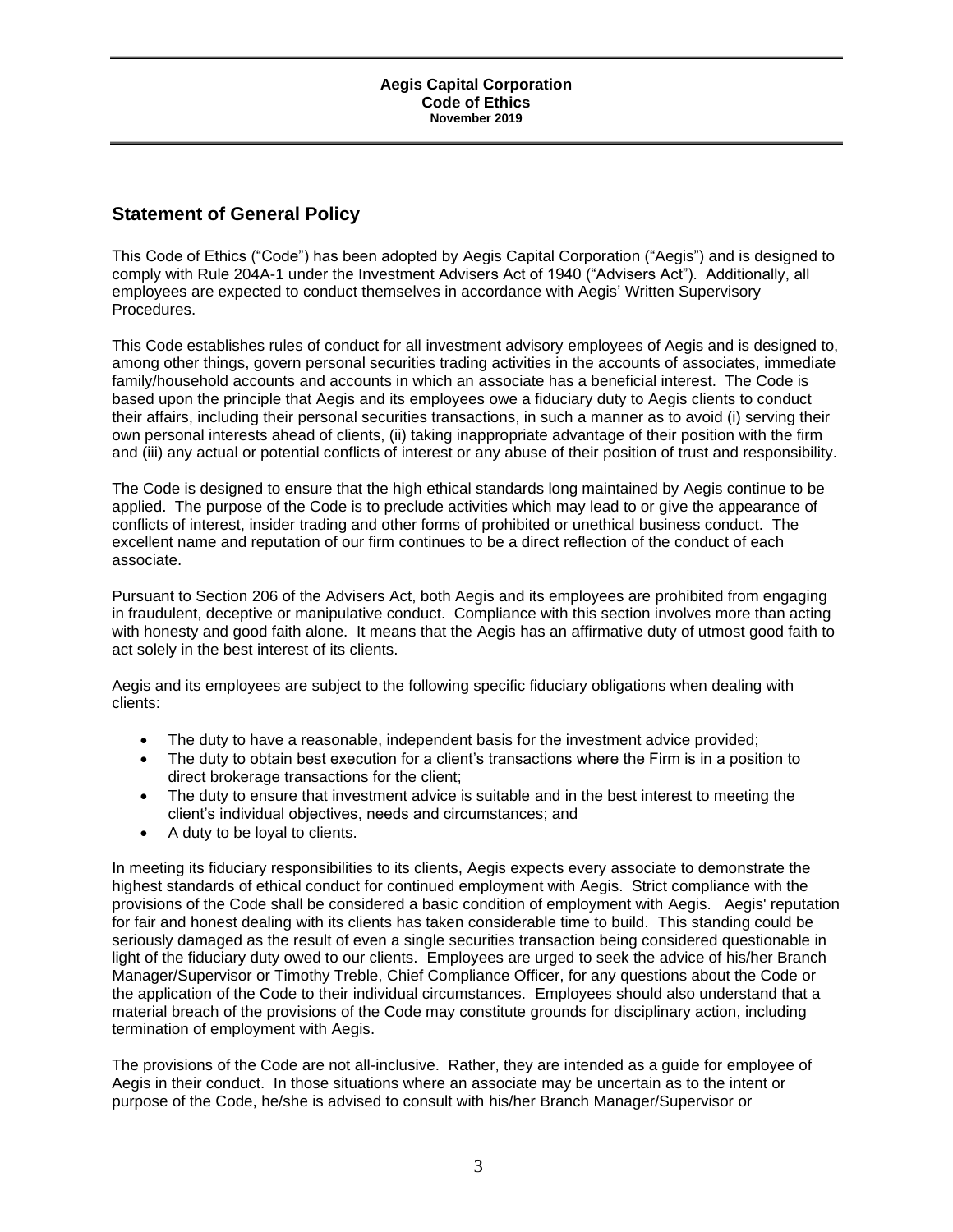**Aegis Capital Corporation**
**Code of Ethics**
**November 2019**

## Statement of General Policy

This Code of Ethics ("Code") has been adopted by Aegis Capital Corporation ("Aegis") and is designed to comply with Rule 204A-1 under the Investment Advisers Act of 1940 ("Advisers Act"). Additionally, all employees are expected to conduct themselves in accordance with Aegis' Written Supervisory Procedures.

This Code establishes rules of conduct for all investment advisory employees of Aegis and is designed to, among other things, govern personal securities trading activities in the accounts of associates, immediate family/household accounts and accounts in which an associate has a beneficial interest. The Code is based upon the principle that Aegis and its employees owe a fiduciary duty to Aegis clients to conduct their affairs, including their personal securities transactions, in such a manner as to avoid (i) serving their own personal interests ahead of clients, (ii) taking inappropriate advantage of their position with the firm and (iii) any actual or potential conflicts of interest or any abuse of their position of trust and responsibility.

The Code is designed to ensure that the high ethical standards long maintained by Aegis continue to be applied. The purpose of the Code is to preclude activities which may lead to or give the appearance of conflicts of interest, insider trading and other forms of prohibited or unethical business conduct. The excellent name and reputation of our firm continues to be a direct reflection of the conduct of each associate.

Pursuant to Section 206 of the Advisers Act, both Aegis and its employees are prohibited from engaging in fraudulent, deceptive or manipulative conduct. Compliance with this section involves more than acting with honesty and good faith alone. It means that the Aegis has an affirmative duty of utmost good faith to act solely in the best interest of its clients.

Aegis and its employees are subject to the following specific fiduciary obligations when dealing with clients:

- The duty to have a reasonable, independent basis for the investment advice provided;
- The duty to obtain best execution for a client's transactions where the Firm is in a position to direct brokerage transactions for the client;
- The duty to ensure that investment advice is suitable and in the best interest to meeting the client's individual objectives, needs and circumstances; and
- A duty to be loyal to clients.

In meeting its fiduciary responsibilities to its clients, Aegis expects every associate to demonstrate the highest standards of ethical conduct for continued employment with Aegis. Strict compliance with the provisions of the Code shall be considered a basic condition of employment with Aegis. Aegis' reputation for fair and honest dealing with its clients has taken considerable time to build. This standing could be seriously damaged as the result of even a single securities transaction being considered questionable in light of the fiduciary duty owed to our clients. Employees are urged to seek the advice of his/her Branch Manager/Supervisor or Timothy Treble, Chief Compliance Officer, for any questions about the Code or the application of the Code to their individual circumstances. Employees should also understand that a material breach of the provisions of the Code may constitute grounds for disciplinary action, including termination of employment with Aegis.

The provisions of the Code are not all-inclusive. Rather, they are intended as a guide for employee of Aegis in their conduct. In those situations where an associate may be uncertain as to the intent or purpose of the Code, he/she is advised to consult with his/her Branch Manager/Supervisor or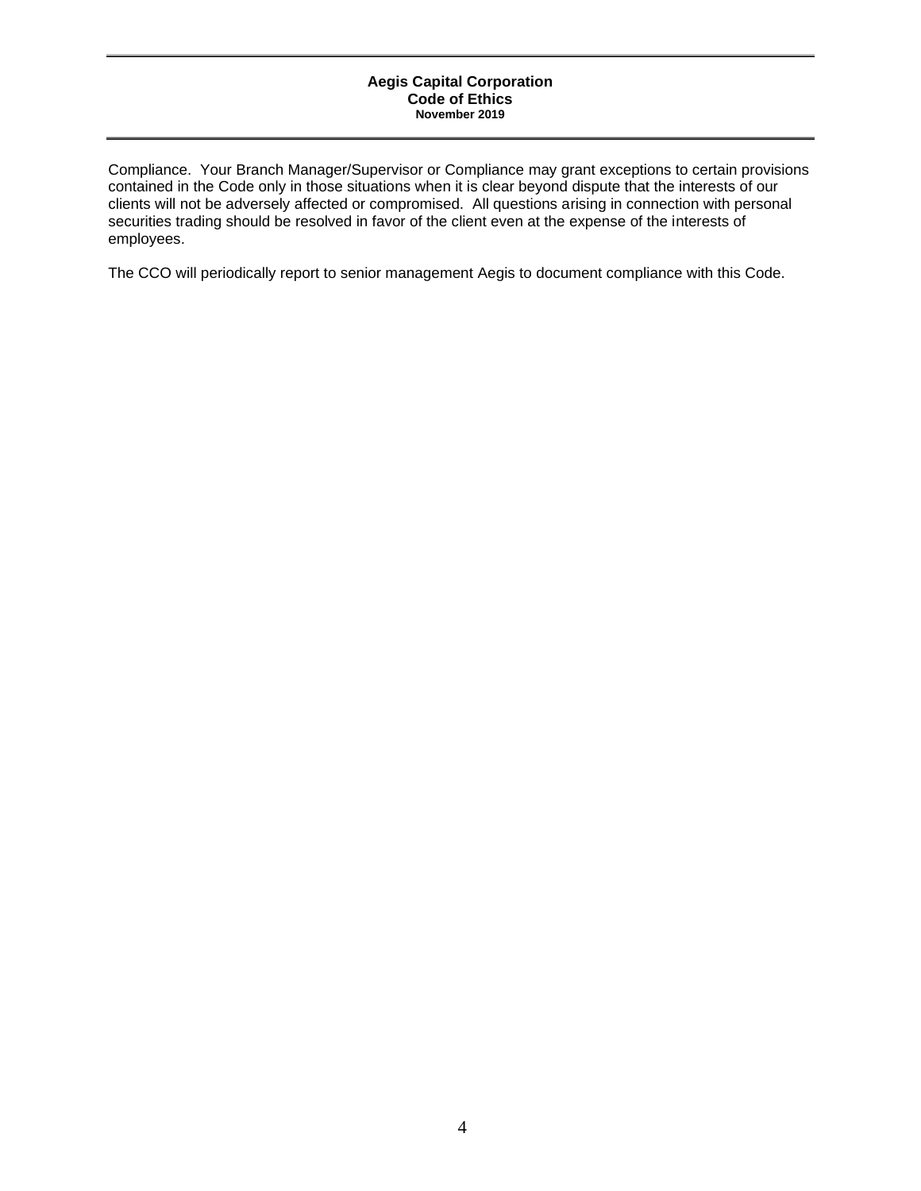Compliance. Your Branch Manager/Supervisor or Compliance may grant exceptions to certain provisions contained in the Code only in those situations when it is clear beyond dispute that the interests of our clients will not be adversely affected or compromised. All questions arising in connection with personal securities trading should be resolved in favor of the client even at the expense of the interests of employees.

The CCO will periodically report to senior management Aegis to document compliance with this Code.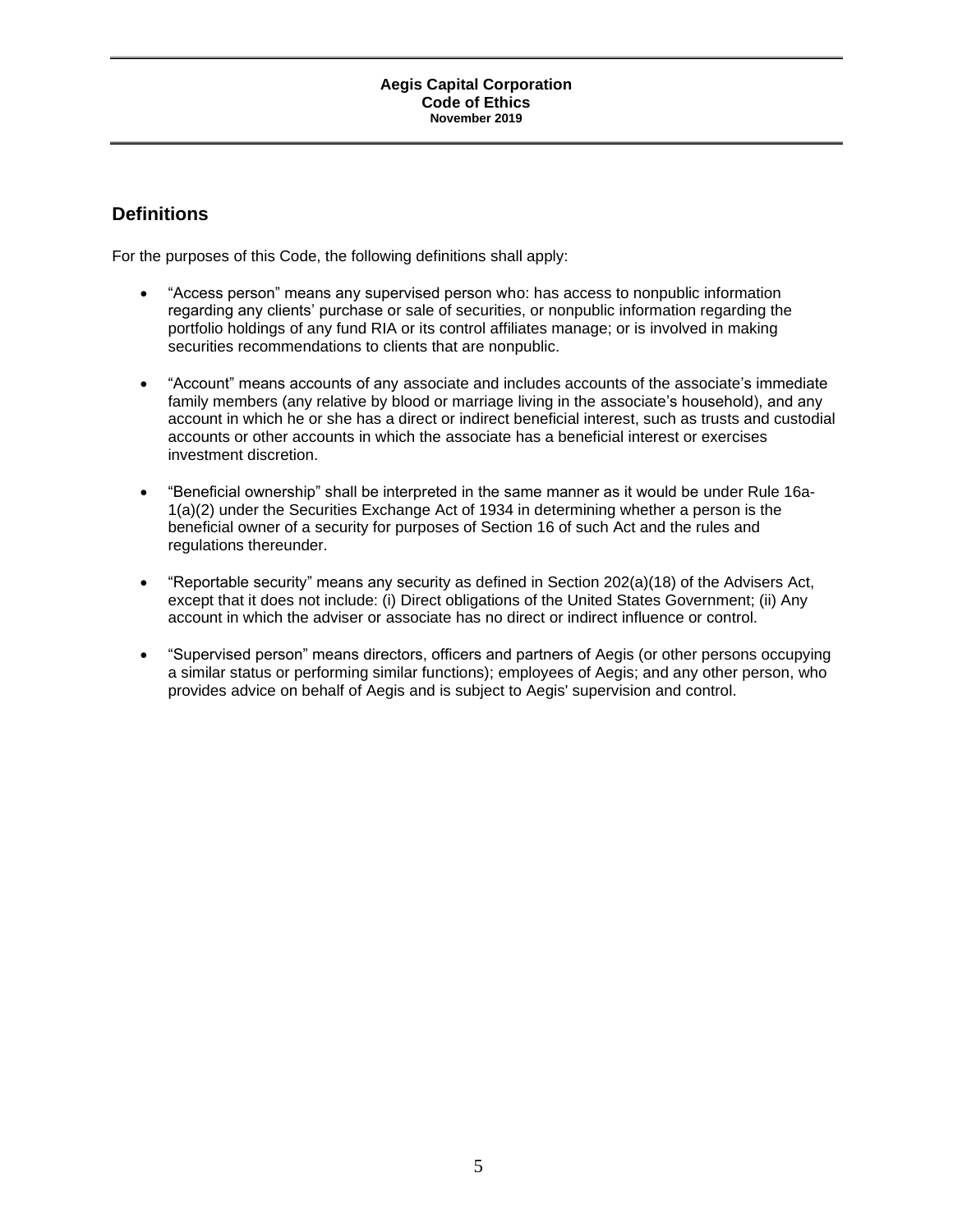## Definitions

For the purposes of this Code, the following definitions shall apply:

- "Access person" means any supervised person who: has access to nonpublic information regarding any clients' purchase or sale of securities, or nonpublic information regarding the portfolio holdings of any fund RIA or its control affiliates manage; or is involved in making securities recommendations to clients that are nonpublic.

- "Account" means accounts of any associate and includes accounts of the associate's immediate family members (any relative by blood or marriage living in the associate's household), and any account in which he or she has a direct or indirect beneficial interest, such as trusts and custodial accounts or other accounts in which the associate has a beneficial interest or exercises investment discretion.

- "Beneficial ownership" shall be interpreted in the same manner as it would be under Rule 16a-1(a)(2) under the Securities Exchange Act of 1934 in determining whether a person is the beneficial owner of a security for purposes of Section 16 of such Act and the rules and regulations thereunder.

- "Reportable security" means any security as defined in Section 202(a)(18) of the Advisers Act, except that it does not include: (i) Direct obligations of the United States Government; (ii) Any account in which the adviser or associate has no direct or indirect influence or control.

- "Supervised person" means directors, officers and partners of Aegis (or other persons occupying a similar status or performing similar functions); employees of Aegis; and any other person, who provides advice on behalf of Aegis and is subject to Aegis' supervision and control.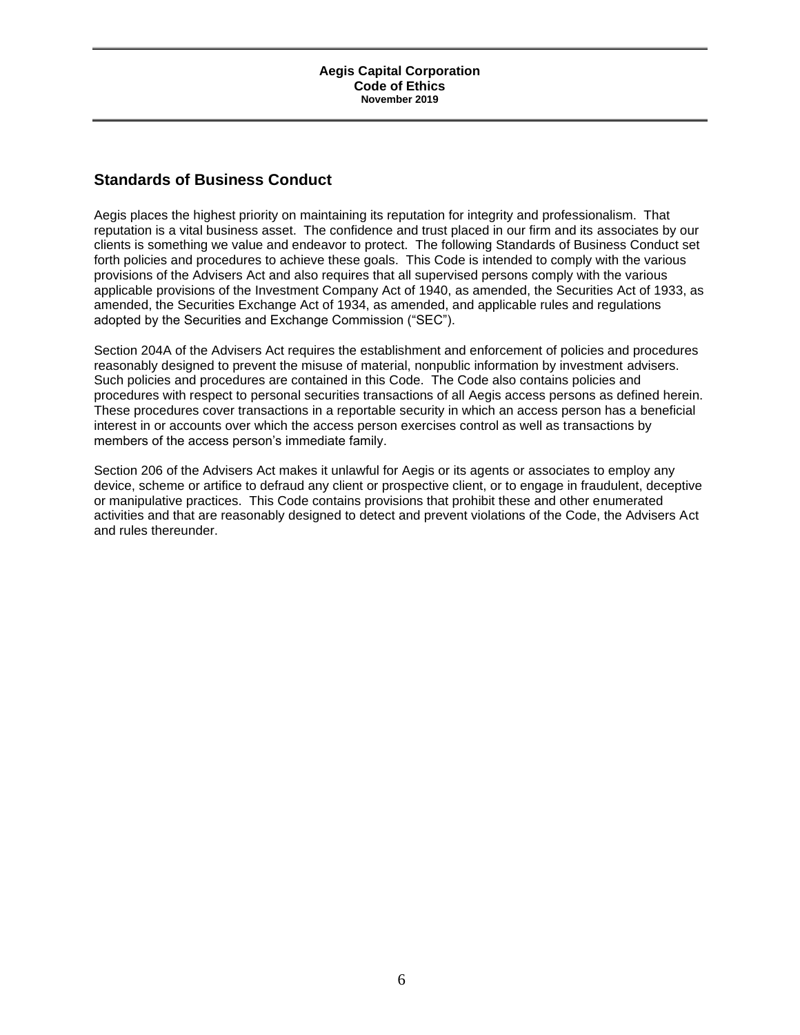## Standards of Business Conduct

Aegis places the highest priority on maintaining its reputation for integrity and professionalism. That reputation is a vital business asset. The confidence and trust placed in our firm and its associates by our clients is something we value and endeavor to protect. The following Standards of Business Conduct set forth policies and procedures to achieve these goals. This Code is intended to comply with the various provisions of the Advisers Act and also requires that all supervised persons comply with the various applicable provisions of the Investment Company Act of 1940, as amended, the Securities Act of 1933, as amended, the Securities Exchange Act of 1934, as amended, and applicable rules and regulations adopted by the Securities and Exchange Commission ("SEC").

Section 204A of the Advisers Act requires the establishment and enforcement of policies and procedures reasonably designed to prevent the misuse of material, nonpublic information by investment advisers. Such policies and procedures are contained in this Code. The Code also contains policies and procedures with respect to personal securities transactions of all Aegis access persons as defined herein. These procedures cover transactions in a reportable security in which an access person has a beneficial interest in or accounts over which the access person exercises control as well as transactions by members of the access person's immediate family.

Section 206 of the Advisers Act makes it unlawful for Aegis or its agents or associates to employ any device, scheme or artifice to defraud any client or prospective client, or to engage in fraudulent, deceptive or manipulative practices. This Code contains provisions that prohibit these and other enumerated activities and that are reasonably designed to detect and prevent violations of the Code, the Advisers Act and rules thereunder.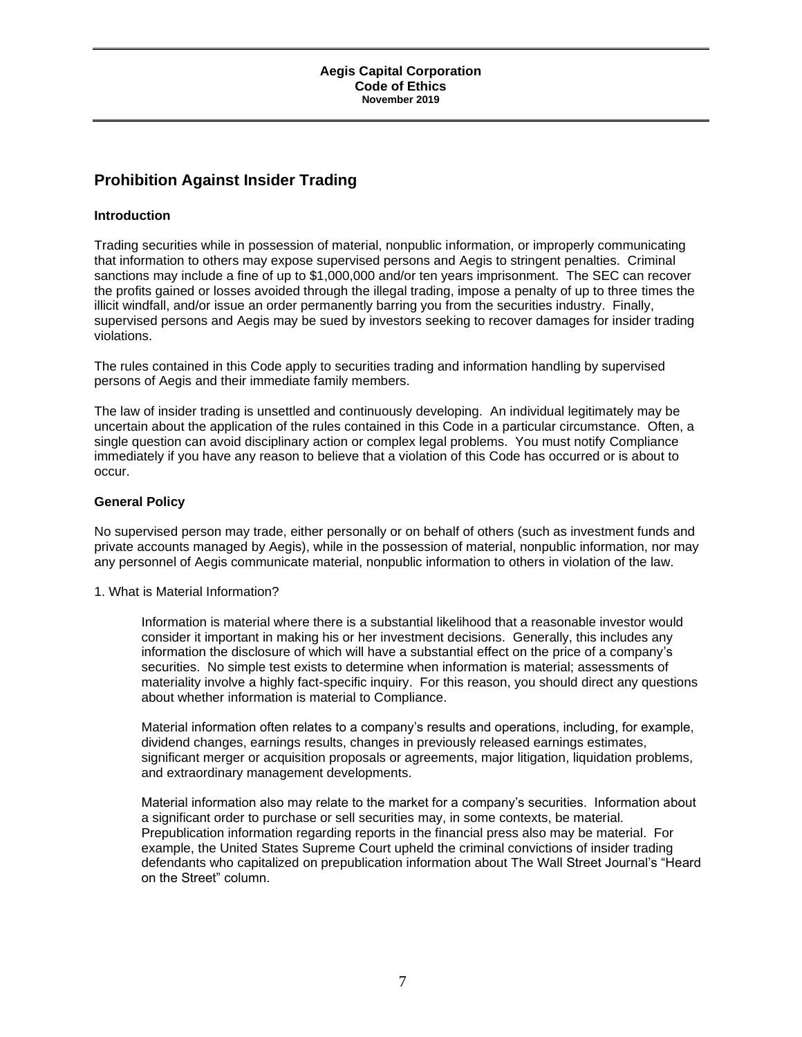## Prohibition Against Insider Trading

### Introduction

Trading securities while in possession of material, nonpublic information, or improperly communicating that information to others may expose supervised persons and Aegis to stringent penalties. Criminal sanctions may include a fine of up to $1,000,000 and/or ten years imprisonment. The SEC can recover the profits gained or losses avoided through the illegal trading, impose a penalty of up to three times the illicit windfall, and/or issue an order permanently barring you from the securities industry. Finally, supervised persons and Aegis may be sued by investors seeking to recover damages for insider trading violations.

The rules contained in this Code apply to securities trading and information handling by supervised persons of Aegis and their immediate family members.

The law of insider trading is unsettled and continuously developing. An individual legitimately may be uncertain about the application of the rules contained in this Code in a particular circumstance. Often, a single question can avoid disciplinary action or complex legal problems. You must notify Compliance immediately if you have any reason to believe that a violation of this Code has occurred or is about to occur.

### General Policy

No supervised person may trade, either personally or on behalf of others (such as investment funds and private accounts managed by Aegis), while in the possession of material, nonpublic information, nor may any personnel of Aegis communicate material, nonpublic information to others in violation of the law.

1. What is Material Information?

   Information is material where there is a substantial likelihood that a reasonable investor would consider it important in making his or her investment decisions. Generally, this includes any information the disclosure of which will have a substantial effect on the price of a company's securities. No simple test exists to determine when information is material; assessments of materiality involve a highly fact-specific inquiry. For this reason, you should direct any questions about whether information is material to Compliance.

   Material information often relates to a company's results and operations, including, for example, dividend changes, earnings results, changes in previously released earnings estimates, significant merger or acquisition proposals or agreements, major litigation, liquidation problems, and extraordinary management developments.

   Material information also may relate to the market for a company's securities. Information about a significant order to purchase or sell securities may, in some contexts, be material. Prepublication information regarding reports in the financial press also may be material. For example, the United States Supreme Court upheld the criminal convictions of insider trading defendants who capitalized on prepublication information about The Wall Street Journal's "Heard on the Street" column.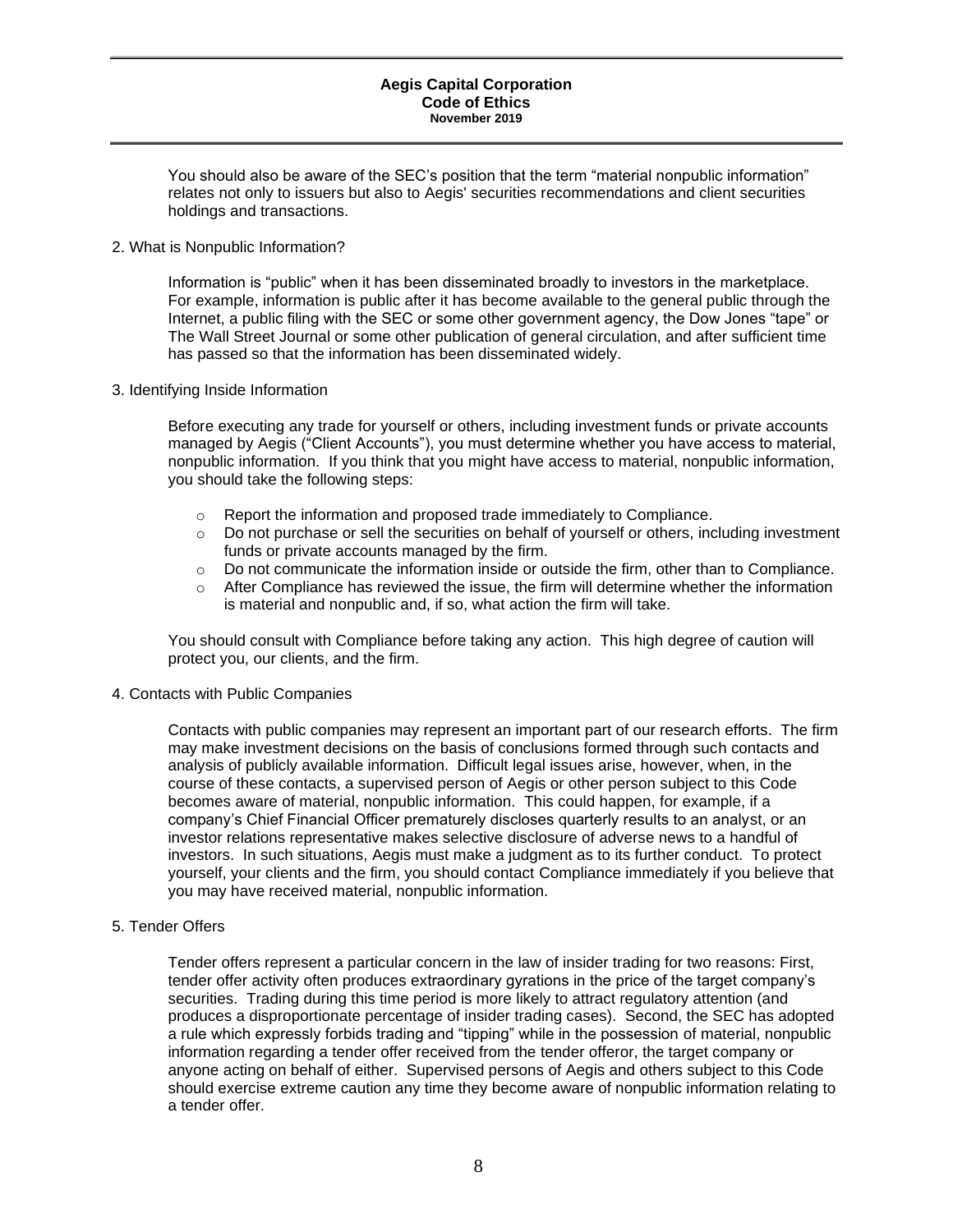You should also be aware of the SEC's position that the term "material nonpublic information" relates not only to issuers but also to Aegis' securities recommendations and client securities holdings and transactions.

2. What is Nonpublic Information?

Information is "public" when it has been disseminated broadly to investors in the marketplace. For example, information is public after it has become available to the general public through the Internet, a public filing with the SEC or some other government agency, the Dow Jones "tape" or The Wall Street Journal or some other publication of general circulation, and after sufficient time has passed so that the information has been disseminated widely.

3. Identifying Inside Information

Before executing any trade for yourself or others, including investment funds or private accounts managed by Aegis ("Client Accounts"), you must determine whether you have access to material, nonpublic information. If you think that you might have access to material, nonpublic information, you should take the following steps:

- Report the information and proposed trade immediately to Compliance.
- Do not purchase or sell the securities on behalf of yourself or others, including investment funds or private accounts managed by the firm.
- Do not communicate the information inside or outside the firm, other than to Compliance.
- After Compliance has reviewed the issue, the firm will determine whether the information is material and nonpublic and, if so, what action the firm will take.

You should consult with Compliance before taking any action. This high degree of caution will protect you, our clients, and the firm.

4. Contacts with Public Companies

Contacts with public companies may represent an important part of our research efforts. The firm may make investment decisions on the basis of conclusions formed through such contacts and analysis of publicly available information. Difficult legal issues arise, however, when, in the course of these contacts, a supervised person of Aegis or other person subject to this Code becomes aware of material, nonpublic information. This could happen, for example, if a company's Chief Financial Officer prematurely discloses quarterly results to an analyst, or an investor relations representative makes selective disclosure of adverse news to a handful of investors. In such situations, Aegis must make a judgment as to its further conduct. To protect yourself, your clients and the firm, you should contact Compliance immediately if you believe that you may have received material, nonpublic information.

5. Tender Offers

Tender offers represent a particular concern in the law of insider trading for two reasons: First, tender offer activity often produces extraordinary gyrations in the price of the target company's securities. Trading during this time period is more likely to attract regulatory attention (and produces a disproportionate percentage of insider trading cases). Second, the SEC has adopted a rule which expressly forbids trading and "tipping" while in the possession of material, nonpublic information regarding a tender offer received from the tender offeror, the target company or anyone acting on behalf of either. Supervised persons of Aegis and others subject to this Code should exercise extreme caution any time they become aware of nonpublic information relating to a tender offer.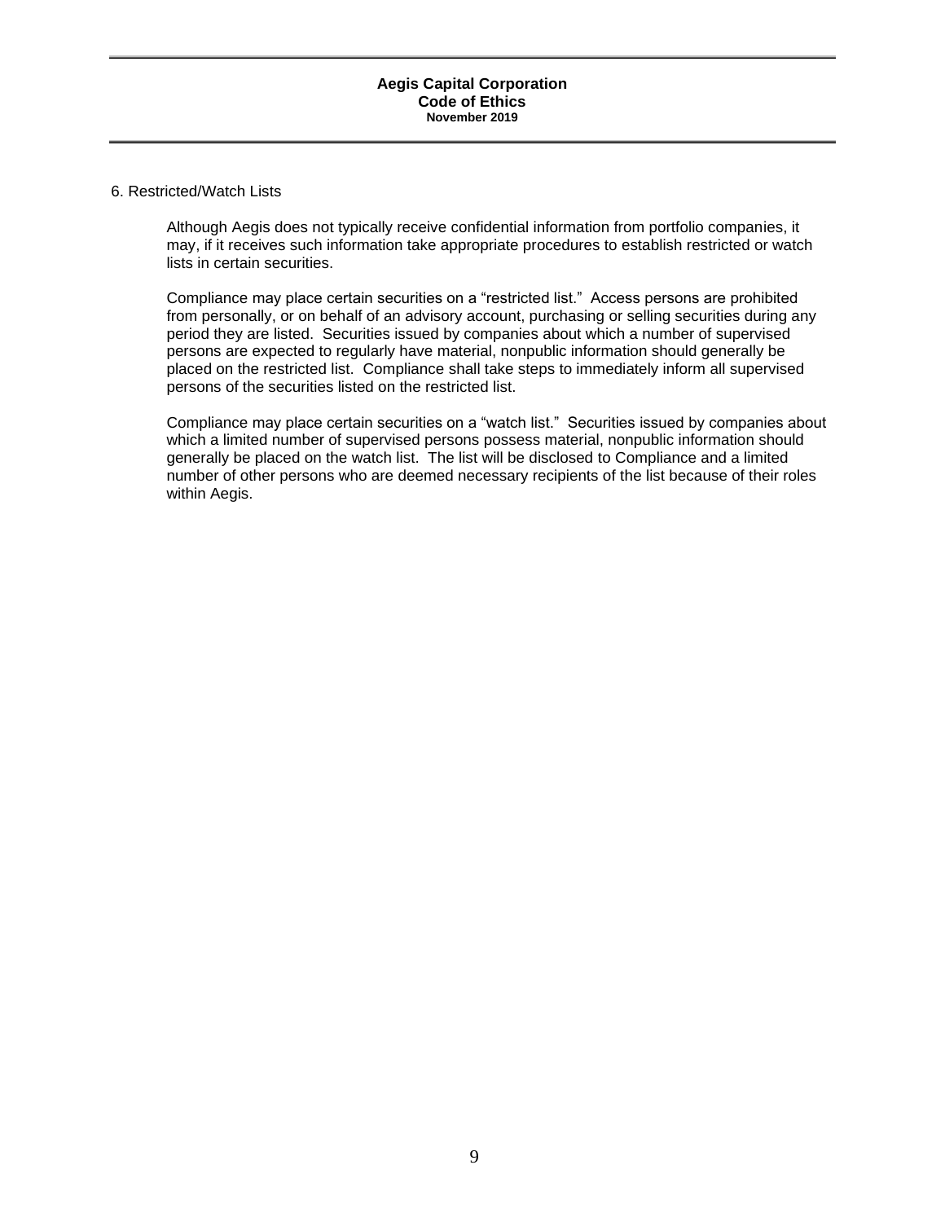6. Restricted/Watch Lists

Although Aegis does not typically receive confidential information from portfolio companies, it may, if it receives such information take appropriate procedures to establish restricted or watch lists in certain securities.

Compliance may place certain securities on a "restricted list." Access persons are prohibited from personally, or on behalf of an advisory account, purchasing or selling securities during any period they are listed. Securities issued by companies about which a number of supervised persons are expected to regularly have material, nonpublic information should generally be placed on the restricted list. Compliance shall take steps to immediately inform all supervised persons of the securities listed on the restricted list.

Compliance may place certain securities on a "watch list." Securities issued by companies about which a limited number of supervised persons possess material, nonpublic information should generally be placed on the watch list. The list will be disclosed to Compliance and a limited number of other persons who are deemed necessary recipients of the list because of their roles within Aegis.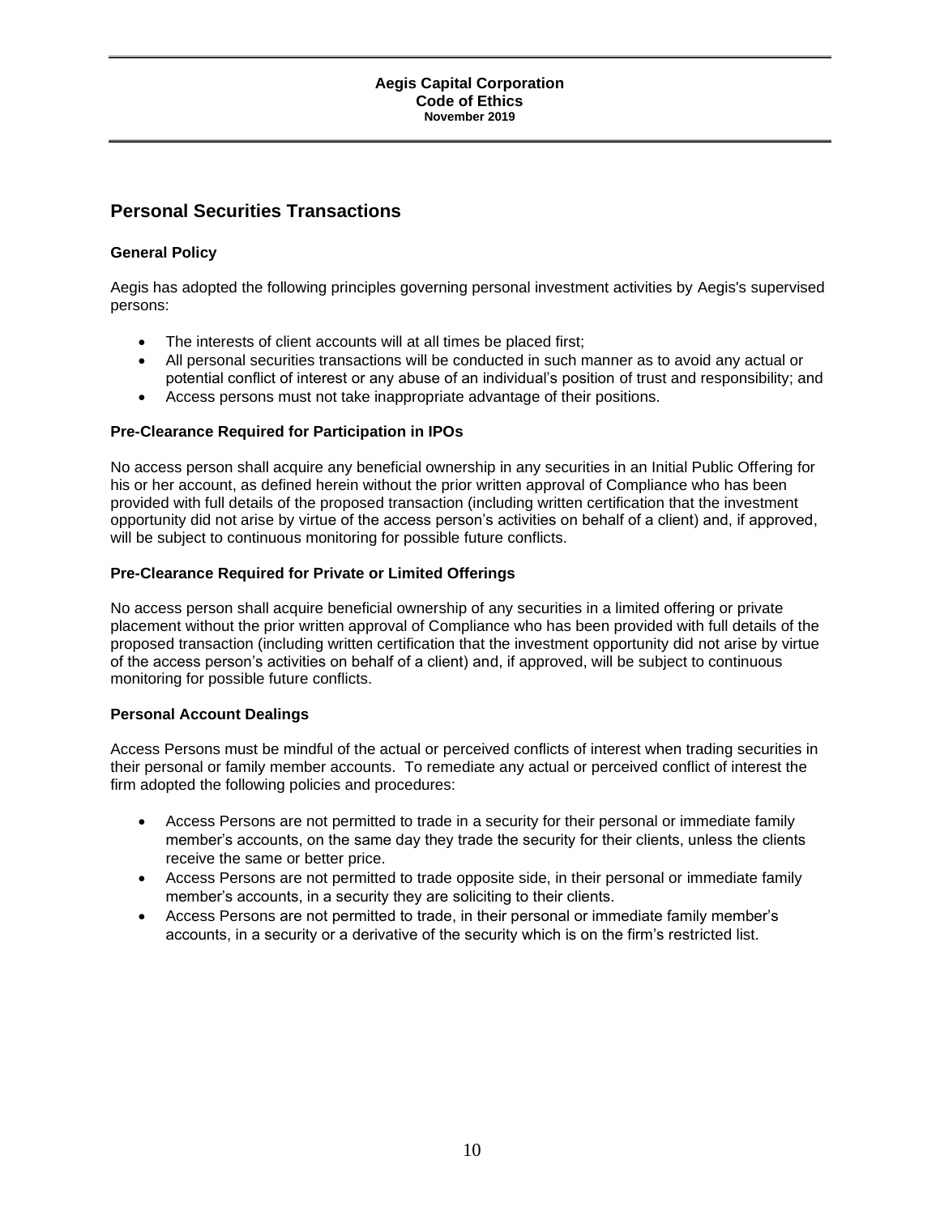## Personal Securities Transactions

### General Policy

Aegis has adopted the following principles governing personal investment activities by Aegis's supervised persons:

- The interests of client accounts will at all times be placed first;
- All personal securities transactions will be conducted in such manner as to avoid any actual or potential conflict of interest or any abuse of an individual's position of trust and responsibility; and
- Access persons must not take inappropriate advantage of their positions.

### Pre-Clearance Required for Participation in IPOs

No access person shall acquire any beneficial ownership in any securities in an Initial Public Offering for his or her account, as defined herein without the prior written approval of Compliance who has been provided with full details of the proposed transaction (including written certification that the investment opportunity did not arise by virtue of the access person's activities on behalf of a client) and, if approved, will be subject to continuous monitoring for possible future conflicts.

### Pre-Clearance Required for Private or Limited Offerings

No access person shall acquire beneficial ownership of any securities in a limited offering or private placement without the prior written approval of Compliance who has been provided with full details of the proposed transaction (including written certification that the investment opportunity did not arise by virtue of the access person's activities on behalf of a client) and, if approved, will be subject to continuous monitoring for possible future conflicts.

### Personal Account Dealings

Access Persons must be mindful of the actual or perceived conflicts of interest when trading securities in their personal or family member accounts. To remediate any actual or perceived conflict of interest the firm adopted the following policies and procedures:

- Access Persons are not permitted to trade in a security for their personal or immediate family member's accounts, on the same day they trade the security for their clients, unless the clients receive the same or better price.
- Access Persons are not permitted to trade opposite side, in their personal or immediate family member's accounts, in a security they are soliciting to their clients.
- Access Persons are not permitted to trade, in their personal or immediate family member's accounts, in a security or a derivative of the security which is on the firm's restricted list.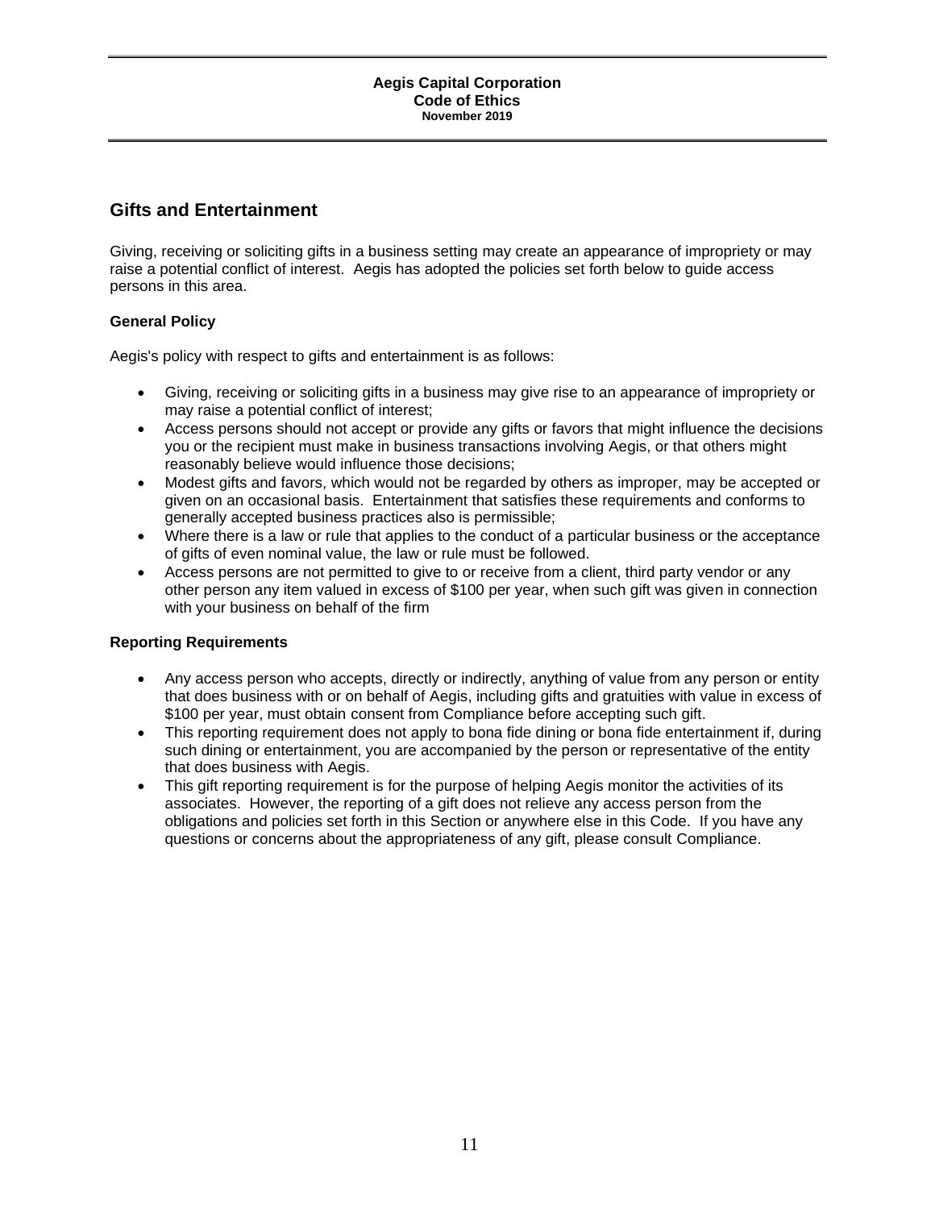## Gifts and Entertainment

Giving, receiving or soliciting gifts in a business setting may create an appearance of impropriety or may raise a potential conflict of interest. Aegis has adopted the policies set forth below to guide access persons in this area.

### General Policy

Aegis's policy with respect to gifts and entertainment is as follows:

- Giving, receiving or soliciting gifts in a business may give rise to an appearance of impropriety or may raise a potential conflict of interest;
- Access persons should not accept or provide any gifts or favors that might influence the decisions you or the recipient must make in business transactions involving Aegis, or that others might reasonably believe would influence those decisions;
- Modest gifts and favors, which would not be regarded by others as improper, may be accepted or given on an occasional basis. Entertainment that satisfies these requirements and conforms to generally accepted business practices also is permissible;
- Where there is a law or rule that applies to the conduct of a particular business or the acceptance of gifts of even nominal value, the law or rule must be followed.
- Access persons are not permitted to give to or receive from a client, third party vendor or any other person any item valued in excess of $100 per year, when such gift was given in connection with your business on behalf of the firm

### Reporting Requirements

- Any access person who accepts, directly or indirectly, anything of value from any person or entity that does business with or on behalf of Aegis, including gifts and gratuities with value in excess of $100 per year, must obtain consent from Compliance before accepting such gift.
- This reporting requirement does not apply to bona fide dining or bona fide entertainment if, during such dining or entertainment, you are accompanied by the person or representative of the entity that does business with Aegis.
- This gift reporting requirement is for the purpose of helping Aegis monitor the activities of its associates. However, the reporting of a gift does not relieve any access person from the obligations and policies set forth in this Section or anywhere else in this Code. If you have any questions or concerns about the appropriateness of any gift, please consult Compliance.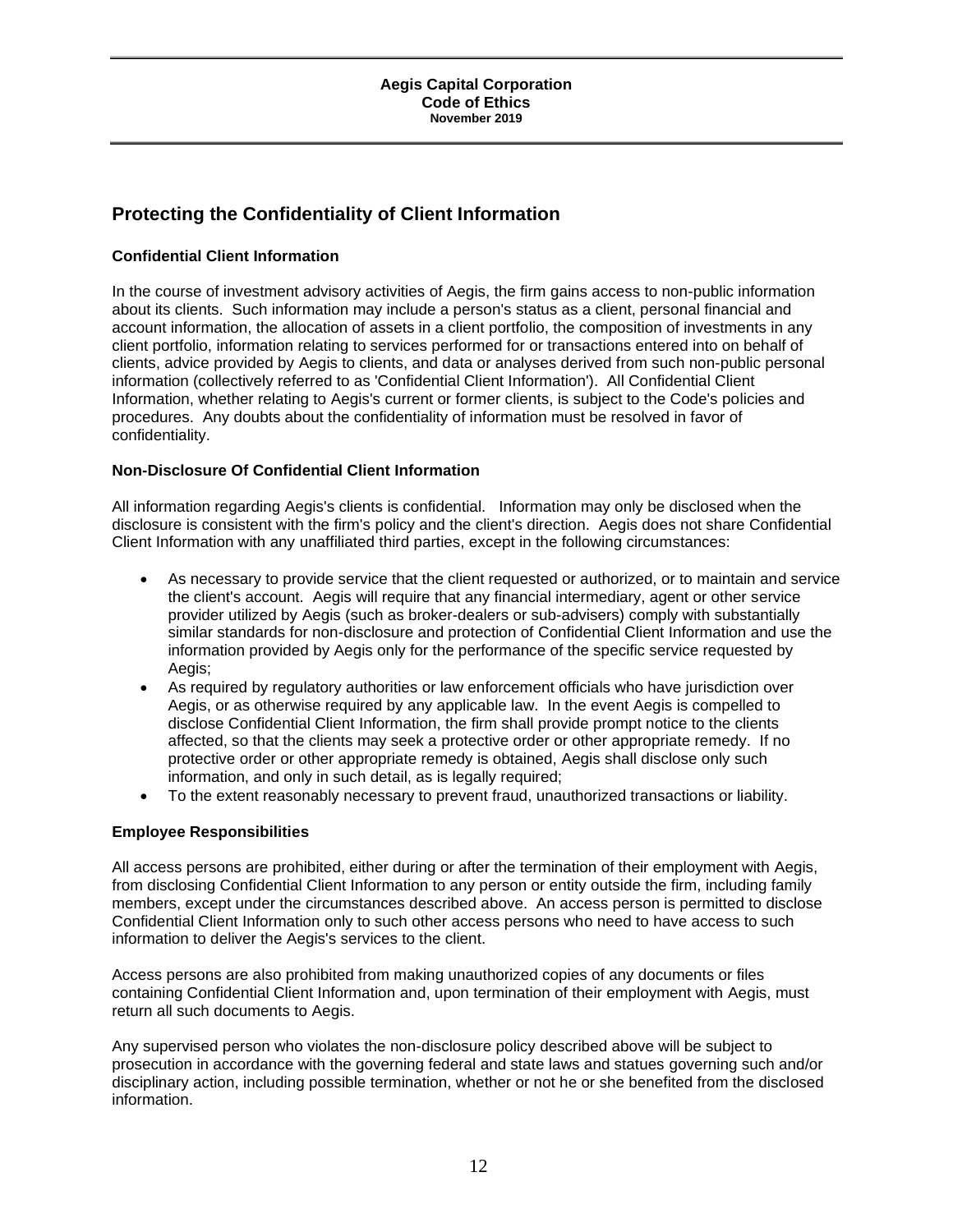## Protecting the Confidentiality of Client Information

### Confidential Client Information

In the course of investment advisory activities of Aegis, the firm gains access to non-public information about its clients. Such information may include a person's status as a client, personal financial and account information, the allocation of assets in a client portfolio, the composition of investments in any client portfolio, information relating to services performed for or transactions entered into on behalf of clients, advice provided by Aegis to clients, and data or analyses derived from such non-public personal information (collectively referred to as 'Confidential Client Information'). All Confidential Client Information, whether relating to Aegis's current or former clients, is subject to the Code's policies and procedures. Any doubts about the confidentiality of information must be resolved in favor of confidentiality.

### Non-Disclosure Of Confidential Client Information

All information regarding Aegis's clients is confidential. Information may only be disclosed when the disclosure is consistent with the firm's policy and the client's direction. Aegis does not share Confidential Client Information with any unaffiliated third parties, except in the following circumstances:

- As necessary to provide service that the client requested or authorized, or to maintain and service the client's account. Aegis will require that any financial intermediary, agent or other service provider utilized by Aegis (such as broker-dealers or sub-advisers) comply with substantially similar standards for non-disclosure and protection of Confidential Client Information and use the information provided by Aegis only for the performance of the specific service requested by Aegis;
- As required by regulatory authorities or law enforcement officials who have jurisdiction over Aegis, or as otherwise required by any applicable law. In the event Aegis is compelled to disclose Confidential Client Information, the firm shall provide prompt notice to the clients affected, so that the clients may seek a protective order or other appropriate remedy. If no protective order or other appropriate remedy is obtained, Aegis shall disclose only such information, and only in such detail, as is legally required;
- To the extent reasonably necessary to prevent fraud, unauthorized transactions or liability.

### Employee Responsibilities

All access persons are prohibited, either during or after the termination of their employment with Aegis, from disclosing Confidential Client Information to any person or entity outside the firm, including family members, except under the circumstances described above. An access person is permitted to disclose Confidential Client Information only to such other access persons who need to have access to such information to deliver the Aegis's services to the client.

Access persons are also prohibited from making unauthorized copies of any documents or files containing Confidential Client Information and, upon termination of their employment with Aegis, must return all such documents to Aegis.

Any supervised person who violates the non-disclosure policy described above will be subject to prosecution in accordance with the governing federal and state laws and statues governing such and/or disciplinary action, including possible termination, whether or not he or she benefited from the disclosed information.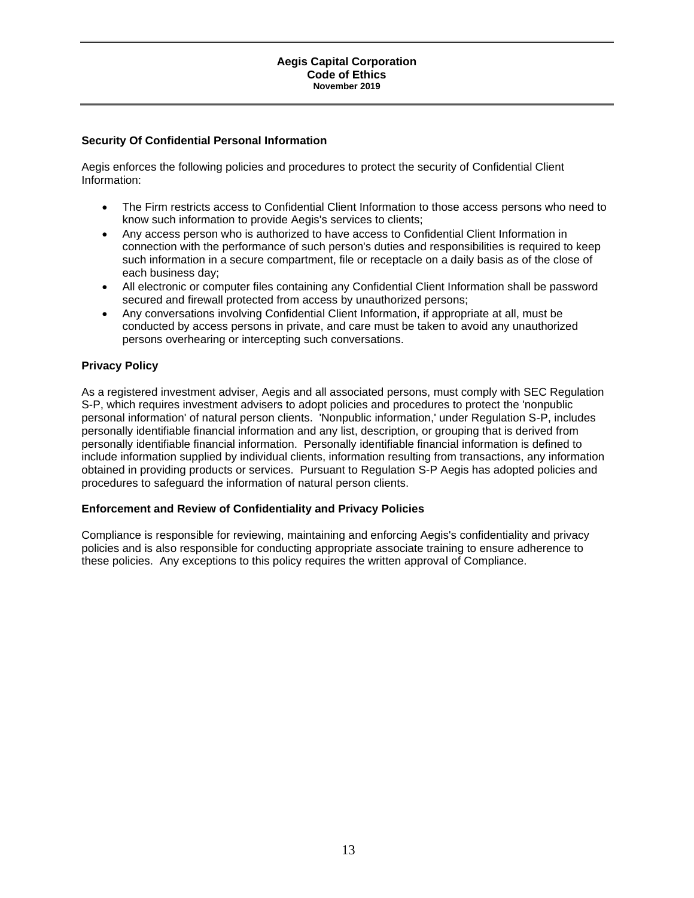### Security Of Confidential Personal Information

Aegis enforces the following policies and procedures to protect the security of Confidential Client Information:

- The Firm restricts access to Confidential Client Information to those access persons who need to know such information to provide Aegis's services to clients;
- Any access person who is authorized to have access to Confidential Client Information in connection with the performance of such person's duties and responsibilities is required to keep such information in a secure compartment, file or receptacle on a daily basis as of the close of each business day;
- All electronic or computer files containing any Confidential Client Information shall be password secured and firewall protected from access by unauthorized persons;
- Any conversations involving Confidential Client Information, if appropriate at all, must be conducted by access persons in private, and care must be taken to avoid any unauthorized persons overhearing or intercepting such conversations.

### Privacy Policy

As a registered investment adviser, Aegis and all associated persons, must comply with SEC Regulation S-P, which requires investment advisers to adopt policies and procedures to protect the 'nonpublic personal information' of natural person clients. 'Nonpublic information,' under Regulation S-P, includes personally identifiable financial information and any list, description, or grouping that is derived from personally identifiable financial information. Personally identifiable financial information is defined to include information supplied by individual clients, information resulting from transactions, any information obtained in providing products or services. Pursuant to Regulation S-P Aegis has adopted policies and procedures to safeguard the information of natural person clients.

### Enforcement and Review of Confidentiality and Privacy Policies

Compliance is responsible for reviewing, maintaining and enforcing Aegis's confidentiality and privacy policies and is also responsible for conducting appropriate associate training to ensure adherence to these policies. Any exceptions to this policy requires the written approval of Compliance.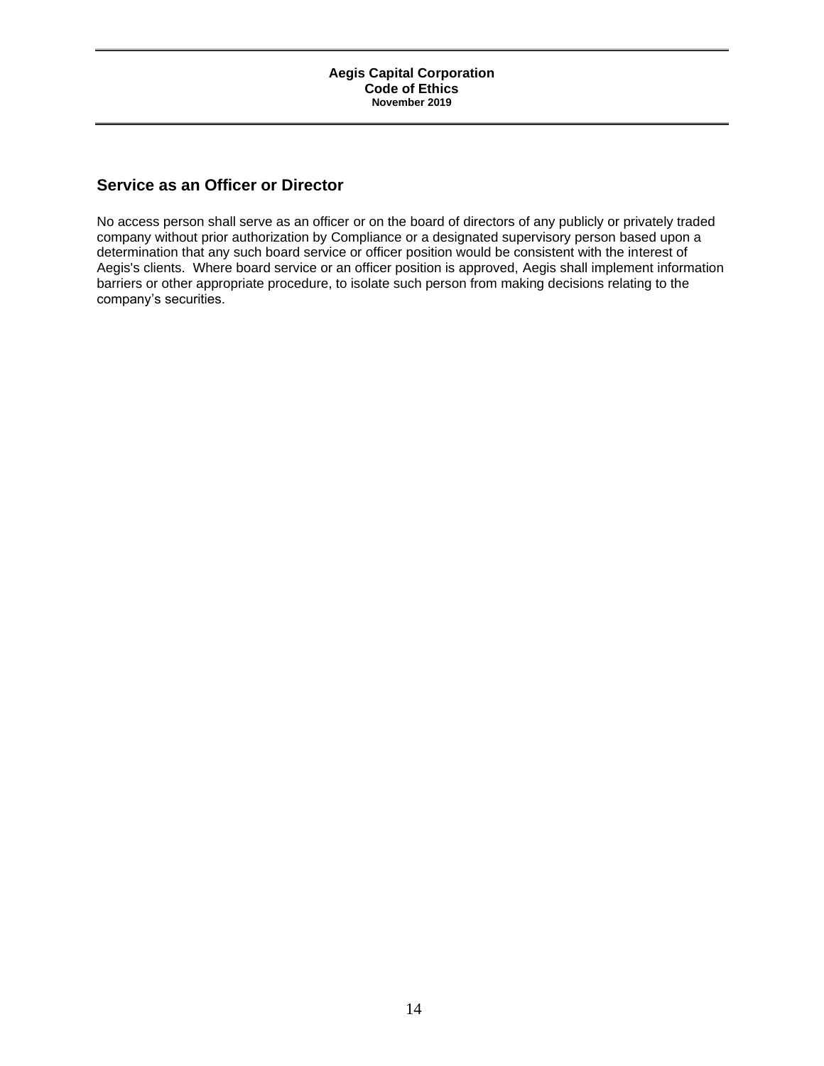## Service as an Officer or Director

No access person shall serve as an officer or on the board of directors of any publicly or privately traded company without prior authorization by Compliance or a designated supervisory person based upon a determination that any such board service or officer position would be consistent with the interest of Aegis's clients. Where board service or an officer position is approved, Aegis shall implement information barriers or other appropriate procedure, to isolate such person from making decisions relating to the company's securities.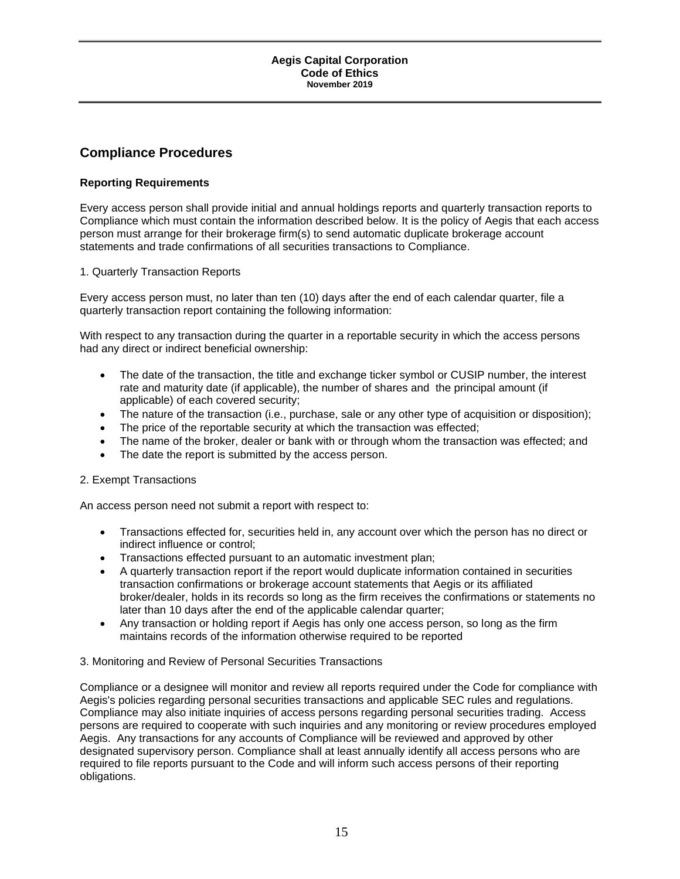## Compliance Procedures

### Reporting Requirements

Every access person shall provide initial and annual holdings reports and quarterly transaction reports to Compliance which must contain the information described below. It is the policy of Aegis that each access person must arrange for their brokerage firm(s) to send automatic duplicate brokerage account statements and trade confirmations of all securities transactions to Compliance.

1. Quarterly Transaction Reports

Every access person must, no later than ten (10) days after the end of each calendar quarter, file a quarterly transaction report containing the following information:

With respect to any transaction during the quarter in a reportable security in which the access persons had any direct or indirect beneficial ownership:

- The date of the transaction, the title and exchange ticker symbol or CUSIP number, the interest rate and maturity date (if applicable), the number of shares and the principal amount (if applicable) of each covered security;
- The nature of the transaction (i.e., purchase, sale or any other type of acquisition or disposition);
- The price of the reportable security at which the transaction was effected;
- The name of the broker, dealer or bank with or through whom the transaction was effected; and
- The date the report is submitted by the access person.

2. Exempt Transactions

An access person need not submit a report with respect to:

- Transactions effected for, securities held in, any account over which the person has no direct or indirect influence or control;
- Transactions effected pursuant to an automatic investment plan;
- A quarterly transaction report if the report would duplicate information contained in securities transaction confirmations or brokerage account statements that Aegis or its affiliated broker/dealer, holds in its records so long as the firm receives the confirmations or statements no later than 10 days after the end of the applicable calendar quarter;
- Any transaction or holding report if Aegis has only one access person, so long as the firm maintains records of the information otherwise required to be reported

3. Monitoring and Review of Personal Securities Transactions

Compliance or a designee will monitor and review all reports required under the Code for compliance with Aegis's policies regarding personal securities transactions and applicable SEC rules and regulations. Compliance may also initiate inquiries of access persons regarding personal securities trading. Access persons are required to cooperate with such inquiries and any monitoring or review procedures employed Aegis. Any transactions for any accounts of Compliance will be reviewed and approved by other designated supervisory person. Compliance shall at least annually identify all access persons who are required to file reports pursuant to the Code and will inform such access persons of their reporting obligations.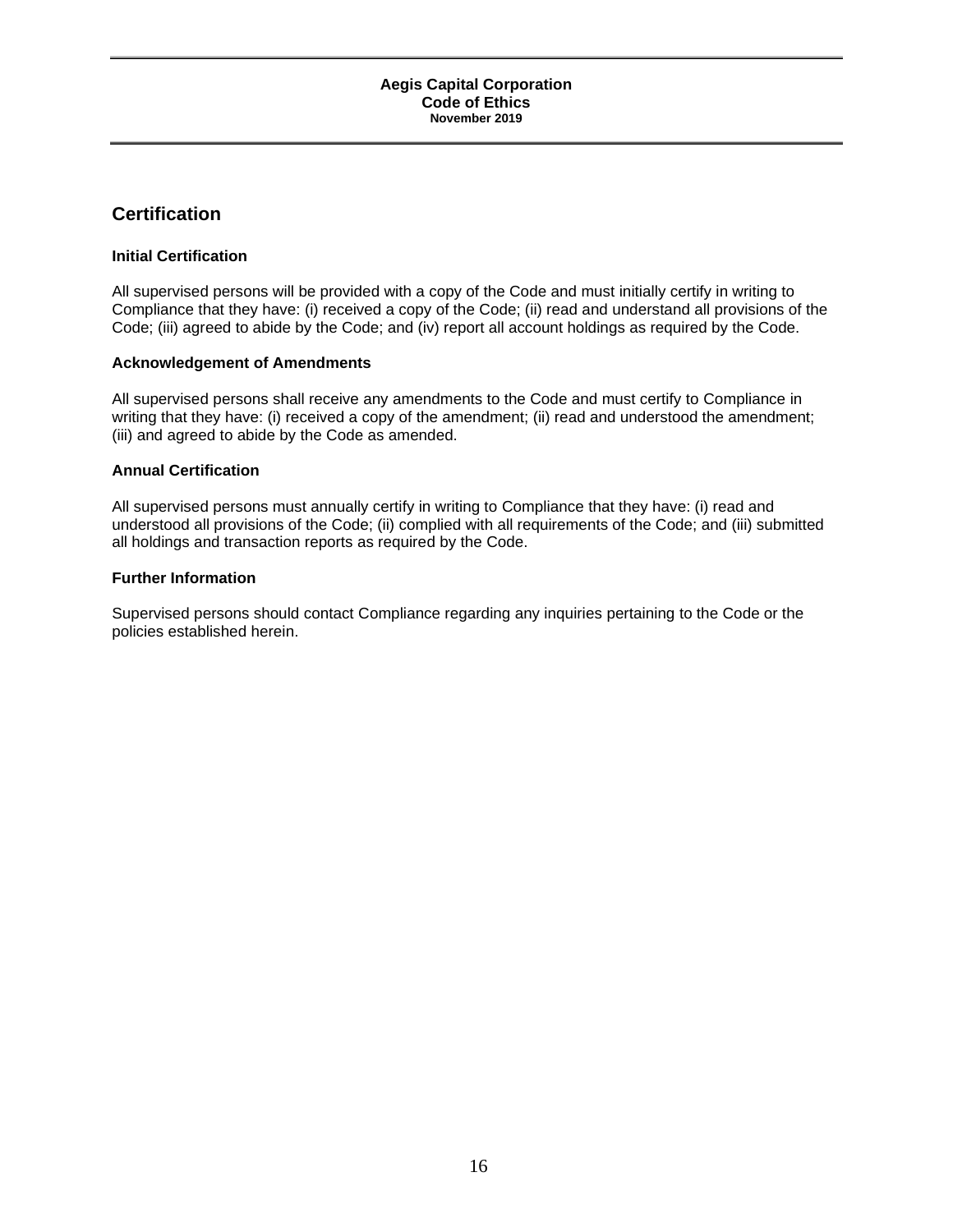## Certification

### Initial Certification

All supervised persons will be provided with a copy of the Code and must initially certify in writing to Compliance that they have: (i) received a copy of the Code; (ii) read and understand all provisions of the Code; (iii) agreed to abide by the Code; and (iv) report all account holdings as required by the Code.

### Acknowledgement of Amendments

All supervised persons shall receive any amendments to the Code and must certify to Compliance in writing that they have: (i) received a copy of the amendment; (ii) read and understood the amendment; (iii) and agreed to abide by the Code as amended.

### Annual Certification

All supervised persons must annually certify in writing to Compliance that they have: (i) read and understood all provisions of the Code; (ii) complied with all requirements of the Code; and (iii) submitted all holdings and transaction reports as required by the Code.

### Further Information

Supervised persons should contact Compliance regarding any inquiries pertaining to the Code or the policies established herein.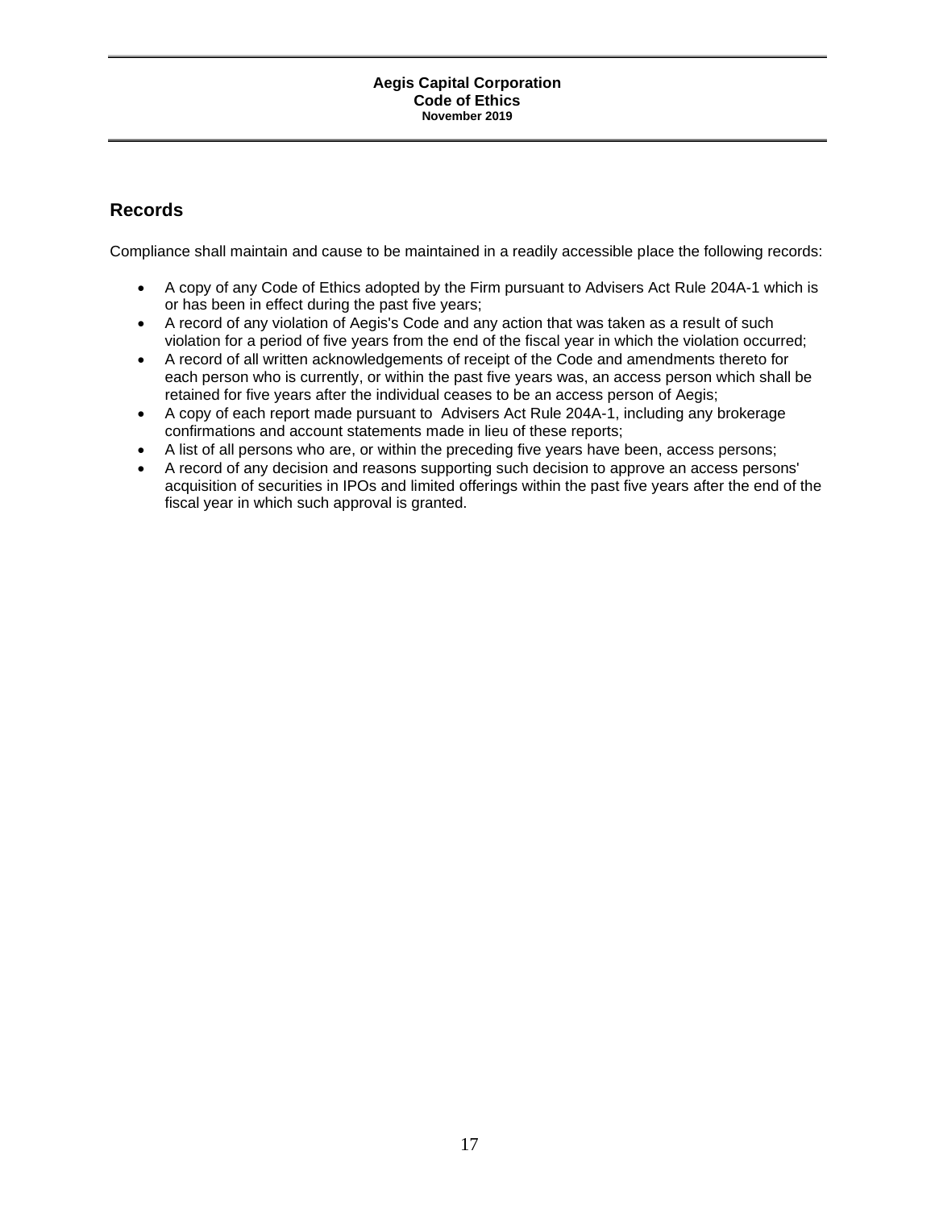## Records

Compliance shall maintain and cause to be maintained in a readily accessible place the following records:

- A copy of any Code of Ethics adopted by the Firm pursuant to Advisers Act Rule 204A-1 which is or has been in effect during the past five years;
- A record of any violation of Aegis's Code and any action that was taken as a result of such violation for a period of five years from the end of the fiscal year in which the violation occurred;
- A record of all written acknowledgements of receipt of the Code and amendments thereto for each person who is currently, or within the past five years was, an access person which shall be retained for five years after the individual ceases to be an access person of Aegis;
- A copy of each report made pursuant to Advisers Act Rule 204A-1, including any brokerage confirmations and account statements made in lieu of these reports;
- A list of all persons who are, or within the preceding five years have been, access persons;
- A record of any decision and reasons supporting such decision to approve an access persons' acquisition of securities in IPOs and limited offerings within the past five years after the end of the fiscal year in which such approval is granted.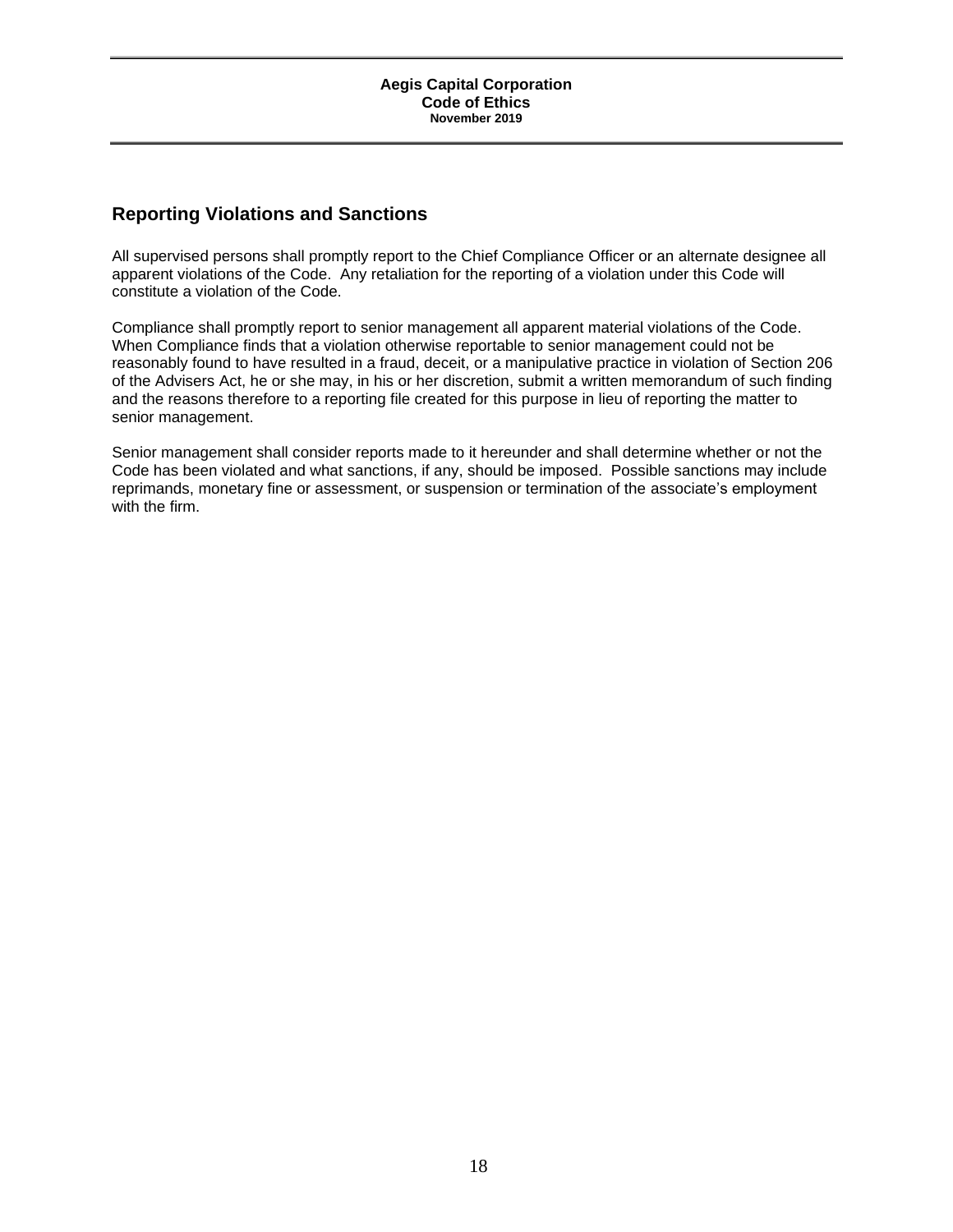## Reporting Violations and Sanctions

All supervised persons shall promptly report to the Chief Compliance Officer or an alternate designee all apparent violations of the Code. Any retaliation for the reporting of a violation under this Code will constitute a violation of the Code.

Compliance shall promptly report to senior management all apparent material violations of the Code. When Compliance finds that a violation otherwise reportable to senior management could not be reasonably found to have resulted in a fraud, deceit, or a manipulative practice in violation of Section 206 of the Advisers Act, he or she may, in his or her discretion, submit a written memorandum of such finding and the reasons therefore to a reporting file created for this purpose in lieu of reporting the matter to senior management.

Senior management shall consider reports made to it hereunder and shall determine whether or not the Code has been violated and what sanctions, if any, should be imposed. Possible sanctions may include reprimands, monetary fine or assessment, or suspension or termination of the associate's employment with the firm.